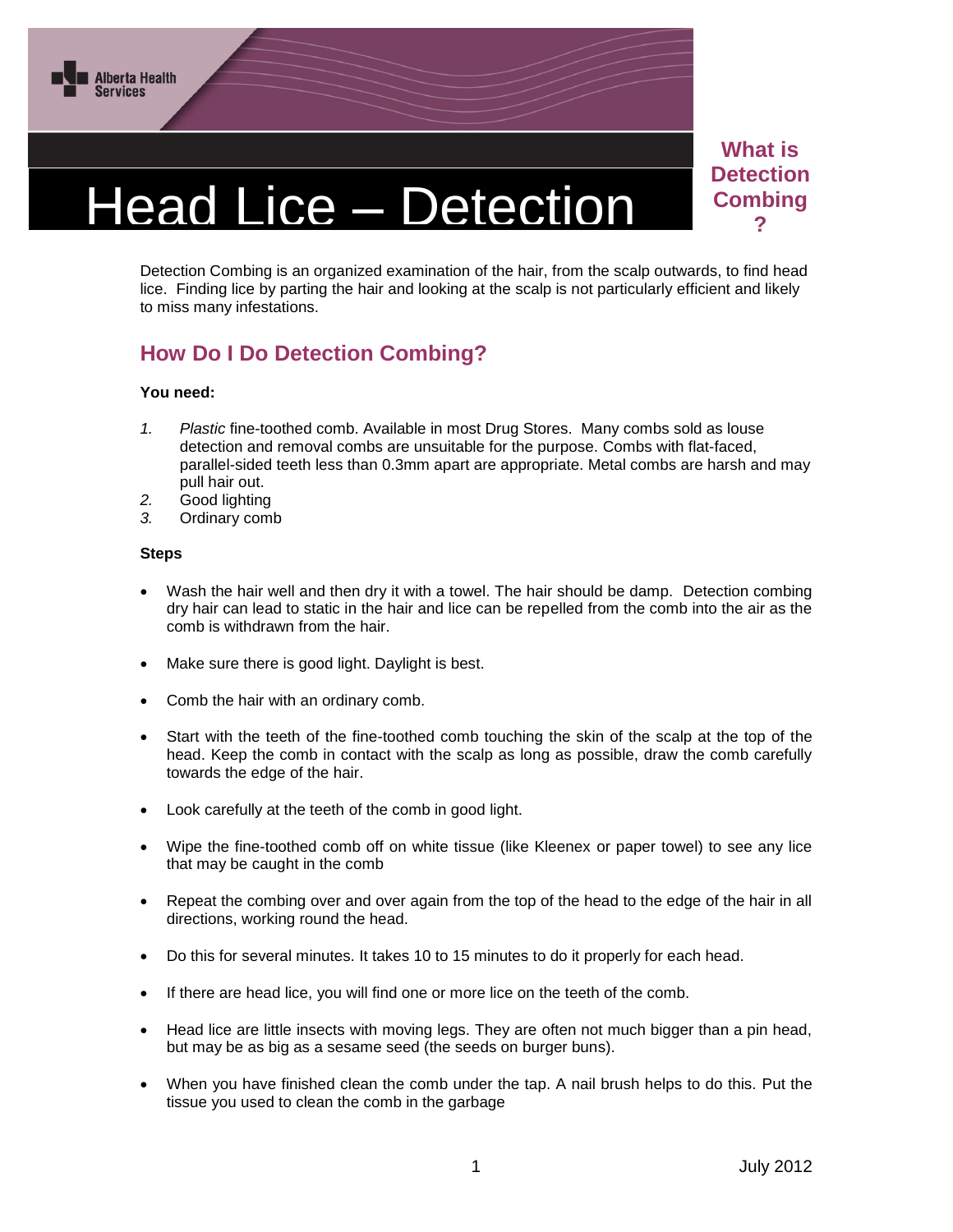# Head Lice – Detection

## What is Detection Combing?

Detection Combing is an organized examination of the hair, from the scalp outwards, to find head lice. Finding lice by parting the hair and looking at the scalp is not particularly efficient and likely to miss many infestations.

## How Do I Do Detection Combing?

**You need:**

1. *Plastic* fine-toothed comb. Available in most Drug Stores. Many combs sold as louse detection and removal combs are unsuitable for the purpose. Combs with flat-faced, parallel-sided teeth less than 0.3mm apart are appropriate. Metal combs are harsh and may pull hair out.
2. Good lighting
3. Ordinary comb

**Steps**

- Wash the hair well and then dry it with a towel. The hair should be damp. Detection combing dry hair can lead to static in the hair and lice can be repelled from the comb into the air as the comb is withdrawn from the hair.
- Make sure there is good light. Daylight is best.
- Comb the hair with an ordinary comb.
- Start with the teeth of the fine-toothed comb touching the skin of the scalp at the top of the head. Keep the comb in contact with the scalp as long as possible, draw the comb carefully towards the edge of the hair.
- Look carefully at the teeth of the comb in good light.
- Wipe the fine-toothed comb off on white tissue (like Kleenex or paper towel) to see any lice that may be caught in the comb
- Repeat the combing over and over again from the top of the head to the edge of the hair in all directions, working round the head.
- Do this for several minutes. It takes 10 to 15 minutes to do it properly for each head.
- If there are head lice, you will find one or more lice on the teeth of the comb.
- Head lice are little insects with moving legs. They are often not much bigger than a pin head, but may be as big as a sesame seed (the seeds on burger buns).
- When you have finished clean the comb under the tap. A nail brush helps to do this. Put the tissue you used to clean the comb in the garbage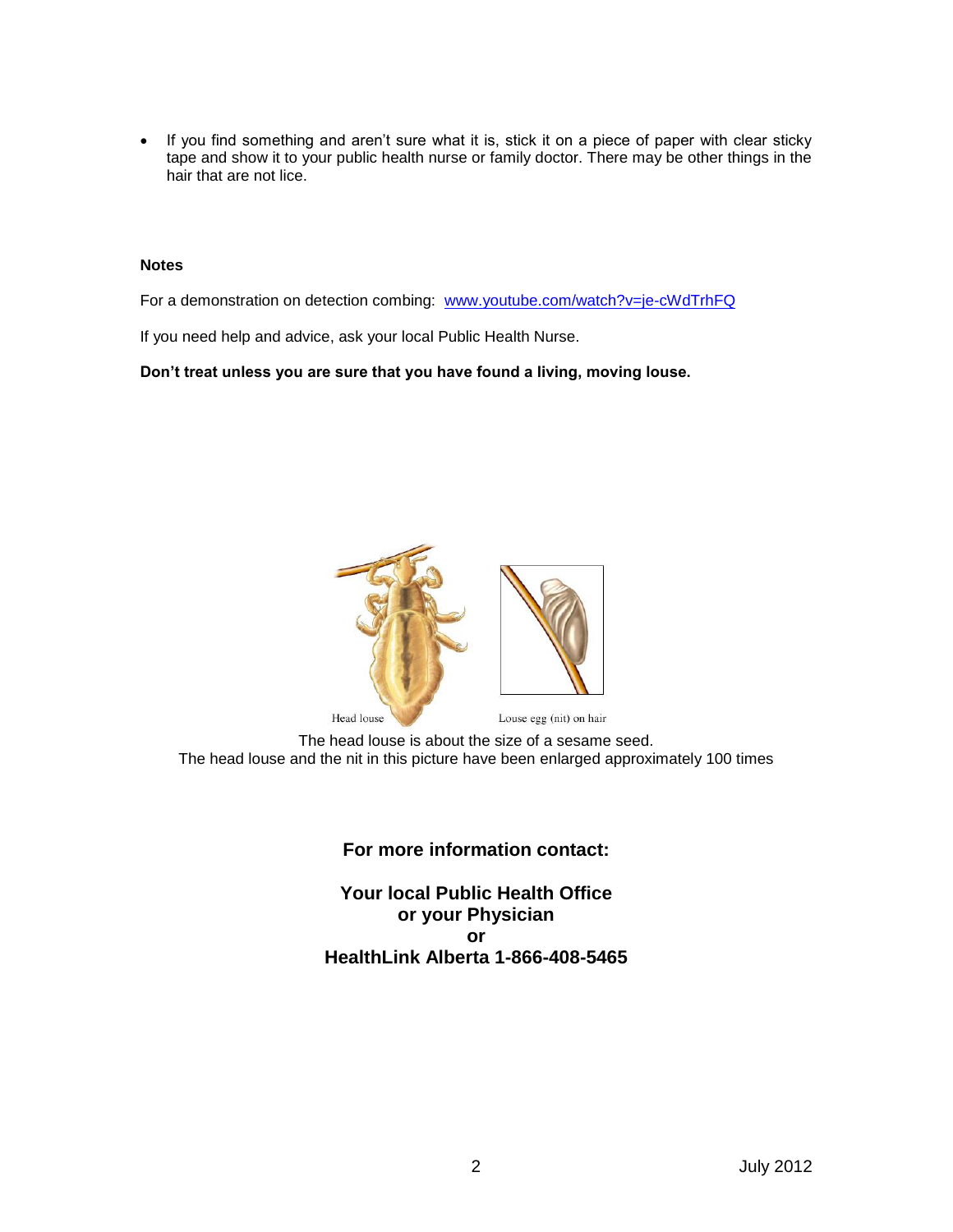- If you find something and aren't sure what it is, stick it on a piece of paper with clear sticky tape and show it to your public health nurse or family doctor. There may be other things in the hair that are not lice.

**Notes**

For a demonstration on detection combing: [www.youtube.com/watch?v=je-cWdTrhFQ](www.youtube.com/watch?v=je-cWdTrhFQ)

If you need help and advice, ask your local Public Health Nurse.

**Don't treat unless you are sure that you have found a living, moving louse.**

Head louse

Louse egg (nit) on hair

The head louse is about the size of a sesame seed.
The head louse and the nit in this picture have been enlarged approximately 100 times

**For more information contact:**

**Your local Public Health Office**
**or your Physician**
**or**
**HealthLink Alberta 1-866-408-5465**

July 2012